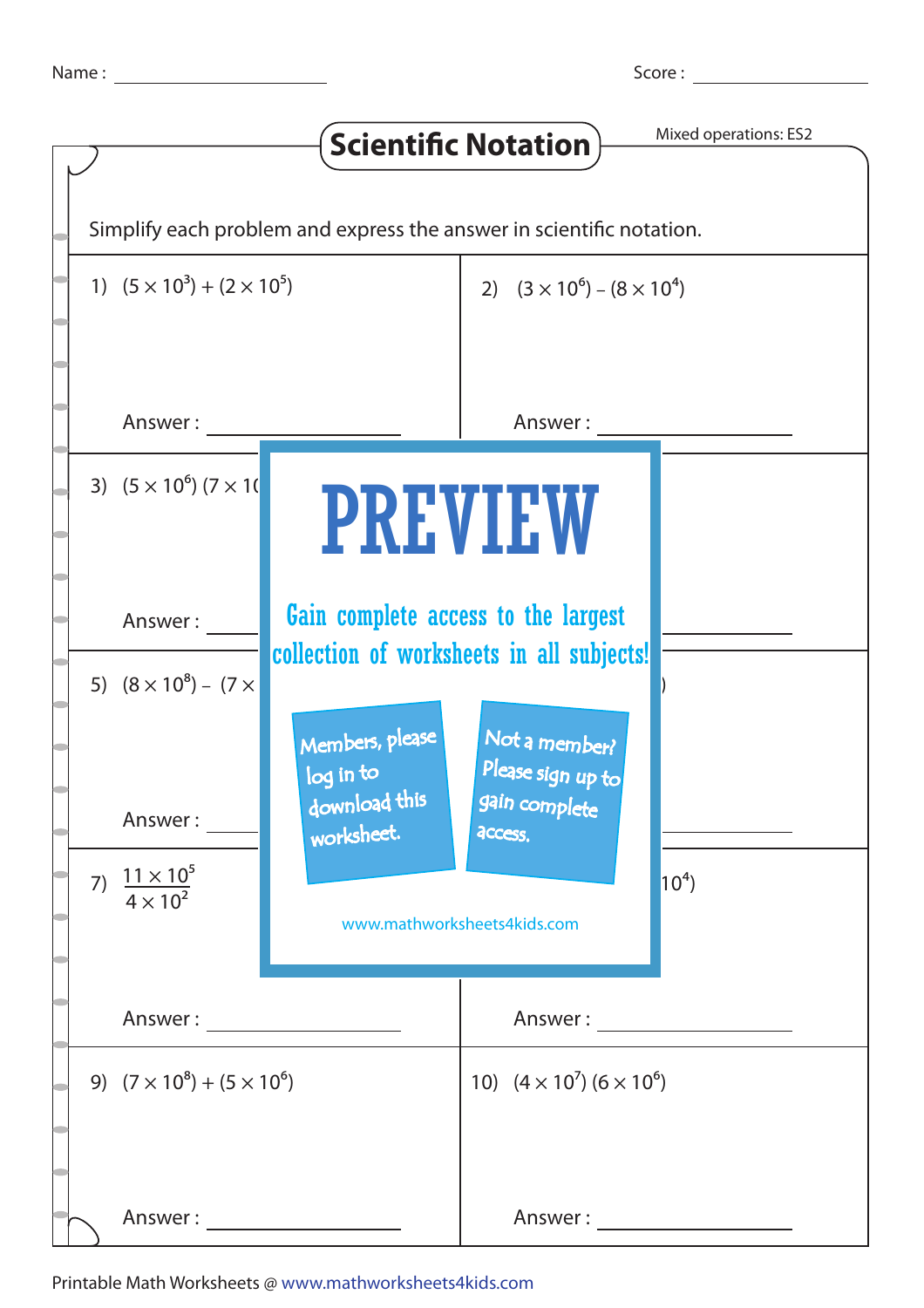Name : ____________________ Score : ____________

# Scientific Notation

Mixed operations: ES2

Simplify each problem and express the answer in scientific notation.

1) $(5 \times 10^3) + (2 \times 10^5)$

Answer : ____________

2) $(3 \times 10^6) - (8 \times 10^4)$

Answer : ____________

3) $(5 \times 10^6)\ (7 \times 1($

Answer : ____________

Answer : ____________

5) $(8 \times 10^8) - (7 \times$

)

Answer : ____________

7) $\dfrac{11 \times 10^5}{4 \times 10^2}$

$10^4)$

Answer : ____________

Answer : ____________

PREVIEW

Gain complete access to the largest collection of worksheets in all subjects!

Members, please log in to download this worksheet.

Not a member? Please sign up to gain complete access.

www.mathworksheets4kids.com

9) $(7 \times 10^8) + (5 \times 10^6)$

Answer : ____________

10) $(4 \times 10^7)\ (6 \times 10^6)$

Answer : ____________

Printable Math Worksheets @ www.mathworksheets4kids.com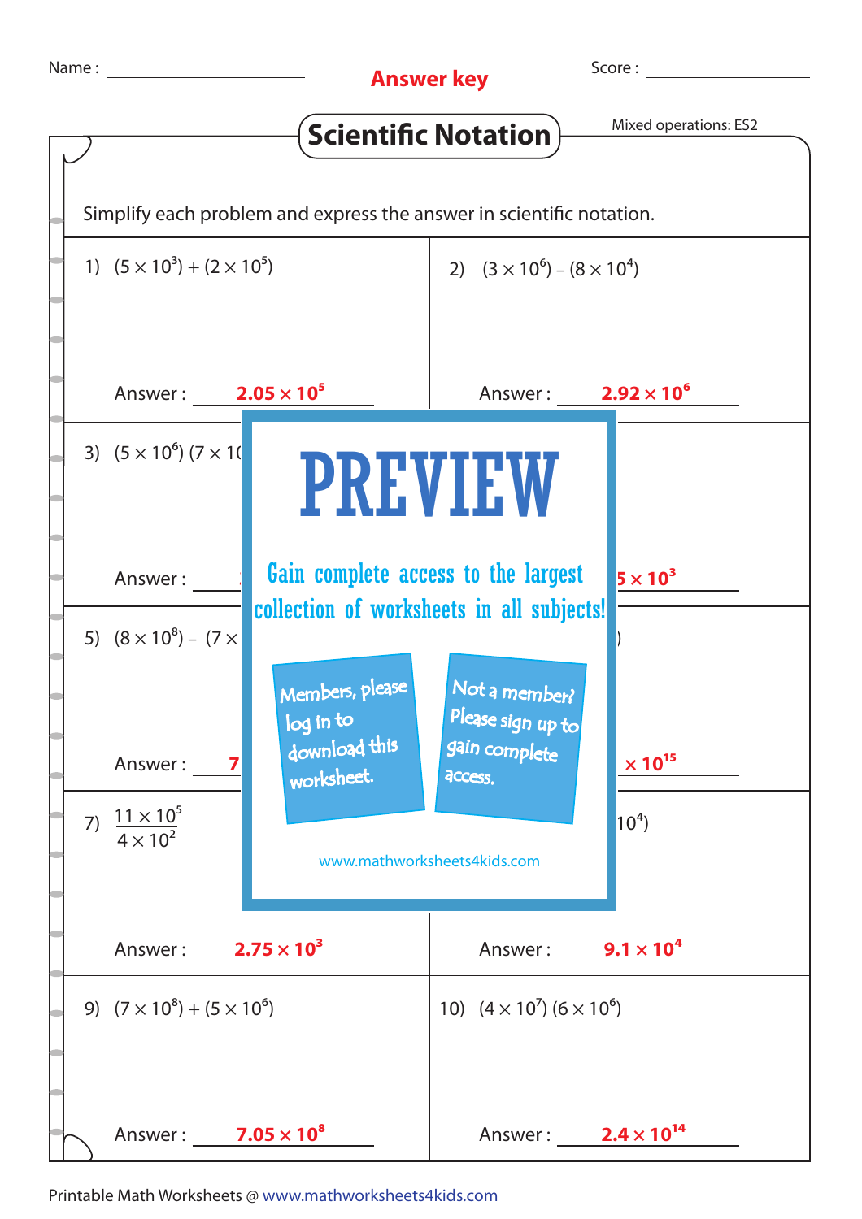Name : ____________ **Answer key** Score : ____________

# Scientific Notation

Mixed operations: ES2

Simplify each problem and express the answer in scientific notation.

1) $(5 \times 10^3) + (2 \times 10^5)$

Answer : $2.05 \times 10^5$

2) $(3 \times 10^6) - (8 \times 10^4)$

Answer : $2.92 \times 10^6$

3) $(5 \times 10^6)(7 \times 1($

Answer :

$5 \times 10^3$

**PREVIEW**

Gain complete access to the largest collection of worksheets in all subjects!

Members, please log in to download this worksheet.

Not a member? Please sign up to gain complete access.

www.mathworksheets4kids.com

5) $(8 \times 10^8) - (7 \times$

Answer : 7

$\times 10^{15}$

7) $\dfrac{11 \times 10^5}{4 \times 10^2}$

Answer : $2.75 \times 10^3$

$10^4)$

Answer : $9.1 \times 10^4$

9) $(7 \times 10^8) + (5 \times 10^6)$

Answer : $7.05 \times 10^8$

10) $(4 \times 10^7)(6 \times 10^6)$

Answer : $2.4 \times 10^{14}$

Printable Math Worksheets @ www.mathworksheets4kids.com